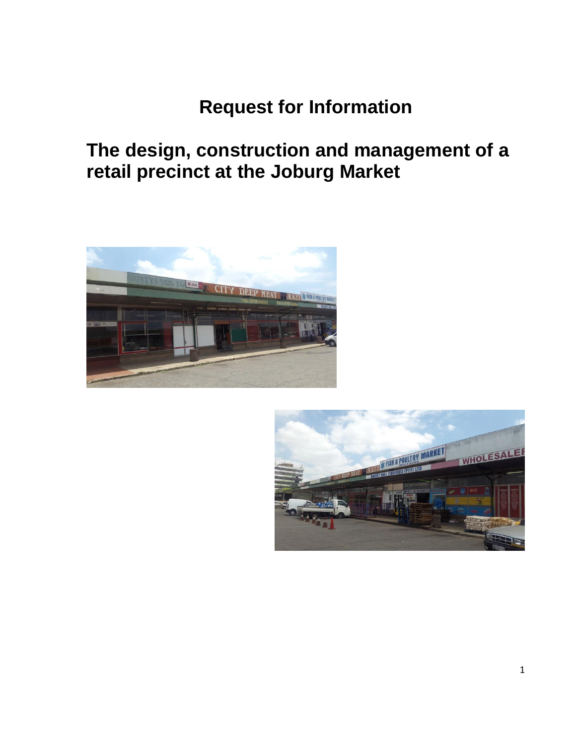# Request for Information

## The design, construction and management of a retail precinct at the Joburg Market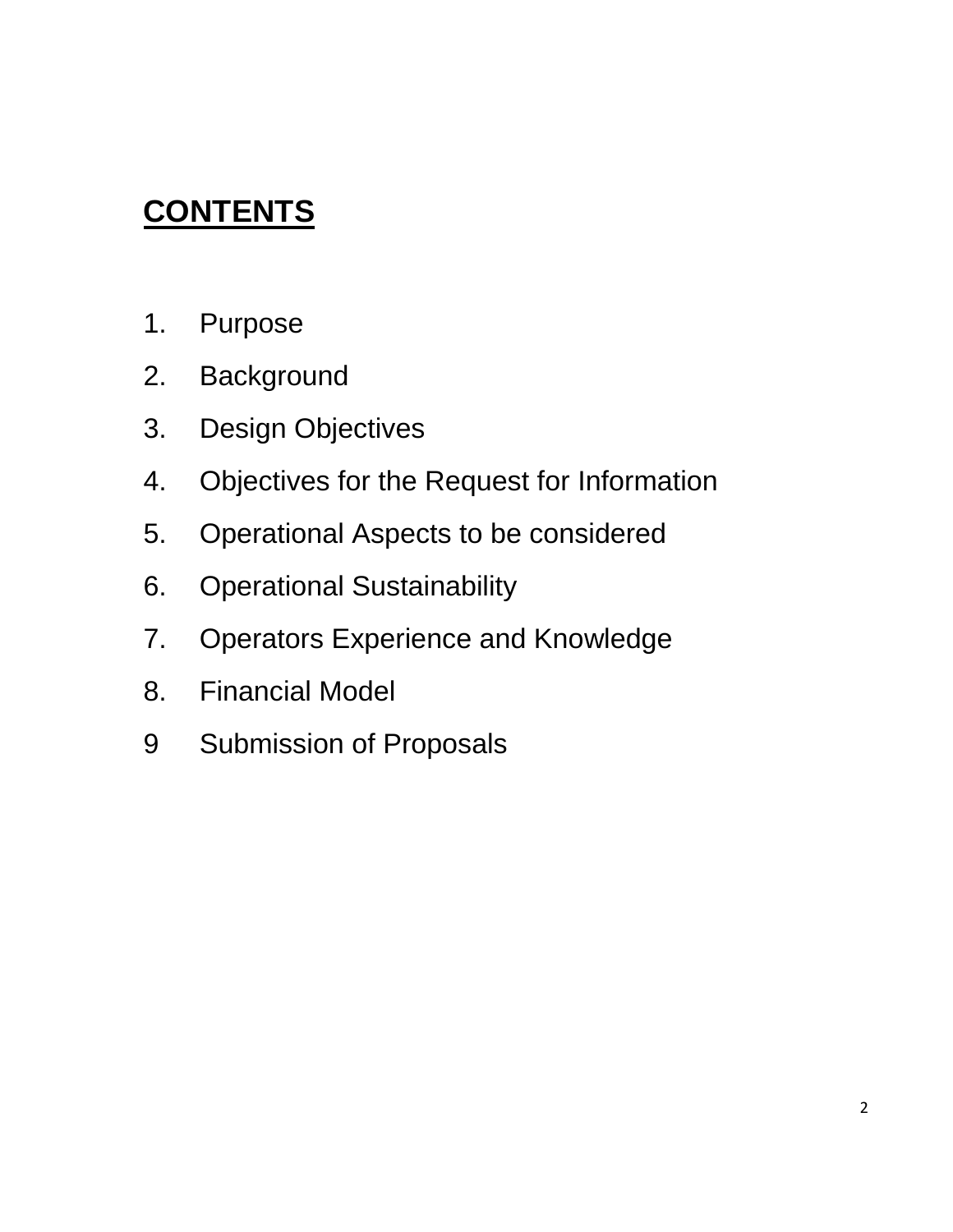# CONTENTS

1. Purpose
2. Background
3. Design Objectives
4. Objectives for the Request for Information
5. Operational Aspects to be considered
6. Operational Sustainability
7. Operators Experience and Knowledge
8. Financial Model

9 Submission of Proposals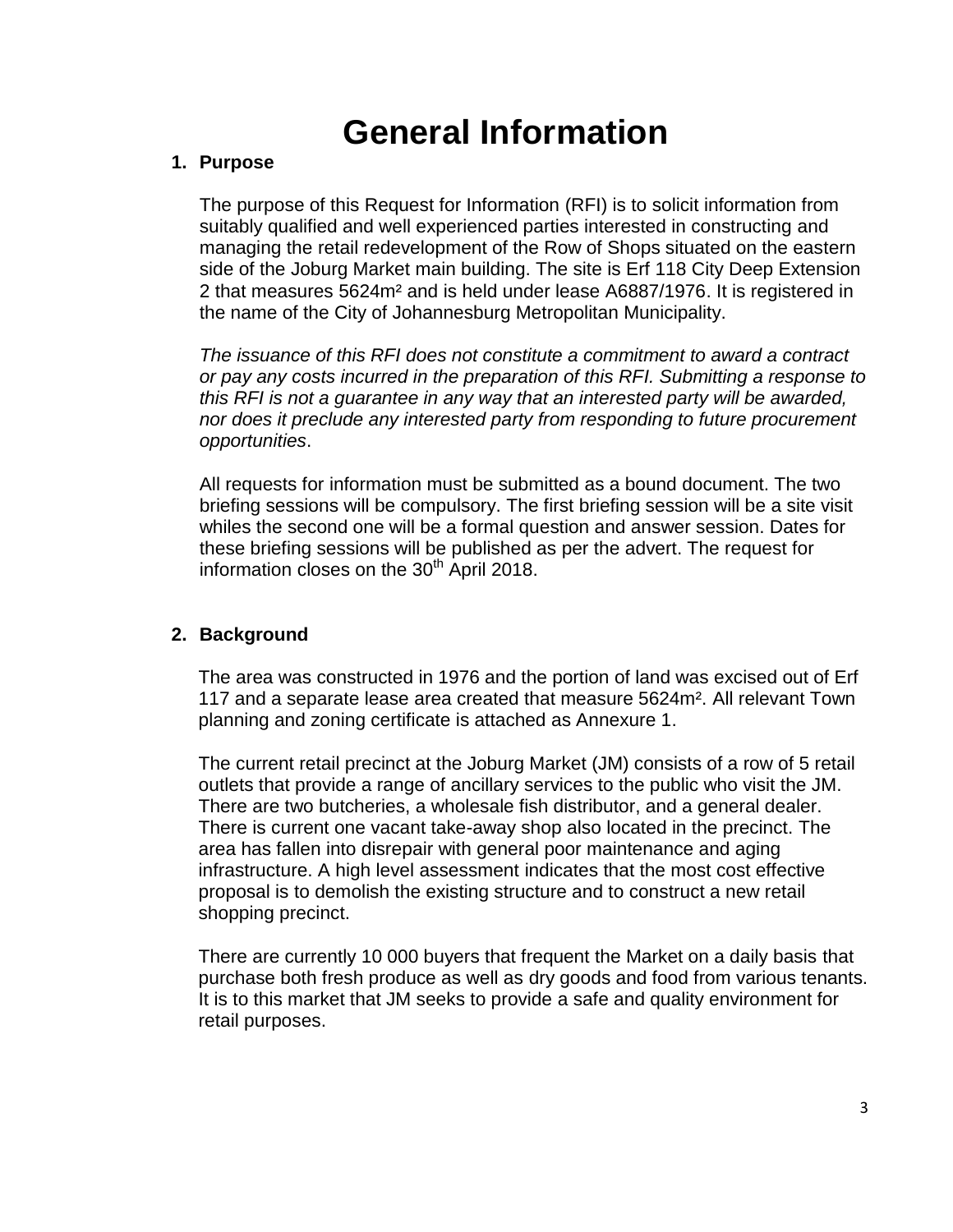# General Information

## 1. Purpose

The purpose of this Request for Information (RFI) is to solicit information from suitably qualified and well experienced parties interested in constructing and managing the retail redevelopment of the Row of Shops situated on the eastern side of the Joburg Market main building. The site is Erf 118 City Deep Extension 2 that measures 5624m² and is held under lease A6887/1976. It is registered in the name of the City of Johannesburg Metropolitan Municipality.

*The issuance of this RFI does not constitute a commitment to award a contract or pay any costs incurred in the preparation of this RFI. Submitting a response to this RFI is not a guarantee in any way that an interested party will be awarded, nor does it preclude any interested party from responding to future procurement opportunities*.

All requests for information must be submitted as a bound document. The two briefing sessions will be compulsory. The first briefing session will be a site visit whiles the second one will be a formal question and answer session. Dates for these briefing sessions will be published as per the advert. The request for information closes on the 30th April 2018.

## 2. Background

The area was constructed in 1976 and the portion of land was excised out of Erf 117 and a separate lease area created that measure 5624m². All relevant Town planning and zoning certificate is attached as Annexure 1.

The current retail precinct at the Joburg Market (JM) consists of a row of 5 retail outlets that provide a range of ancillary services to the public who visit the JM. There are two butcheries, a wholesale fish distributor, and a general dealer. There is current one vacant take-away shop also located in the precinct. The area has fallen into disrepair with general poor maintenance and aging infrastructure. A high level assessment indicates that the most cost effective proposal is to demolish the existing structure and to construct a new retail shopping precinct.

There are currently 10 000 buyers that frequent the Market on a daily basis that purchase both fresh produce as well as dry goods and food from various tenants. It is to this market that JM seeks to provide a safe and quality environment for retail purposes.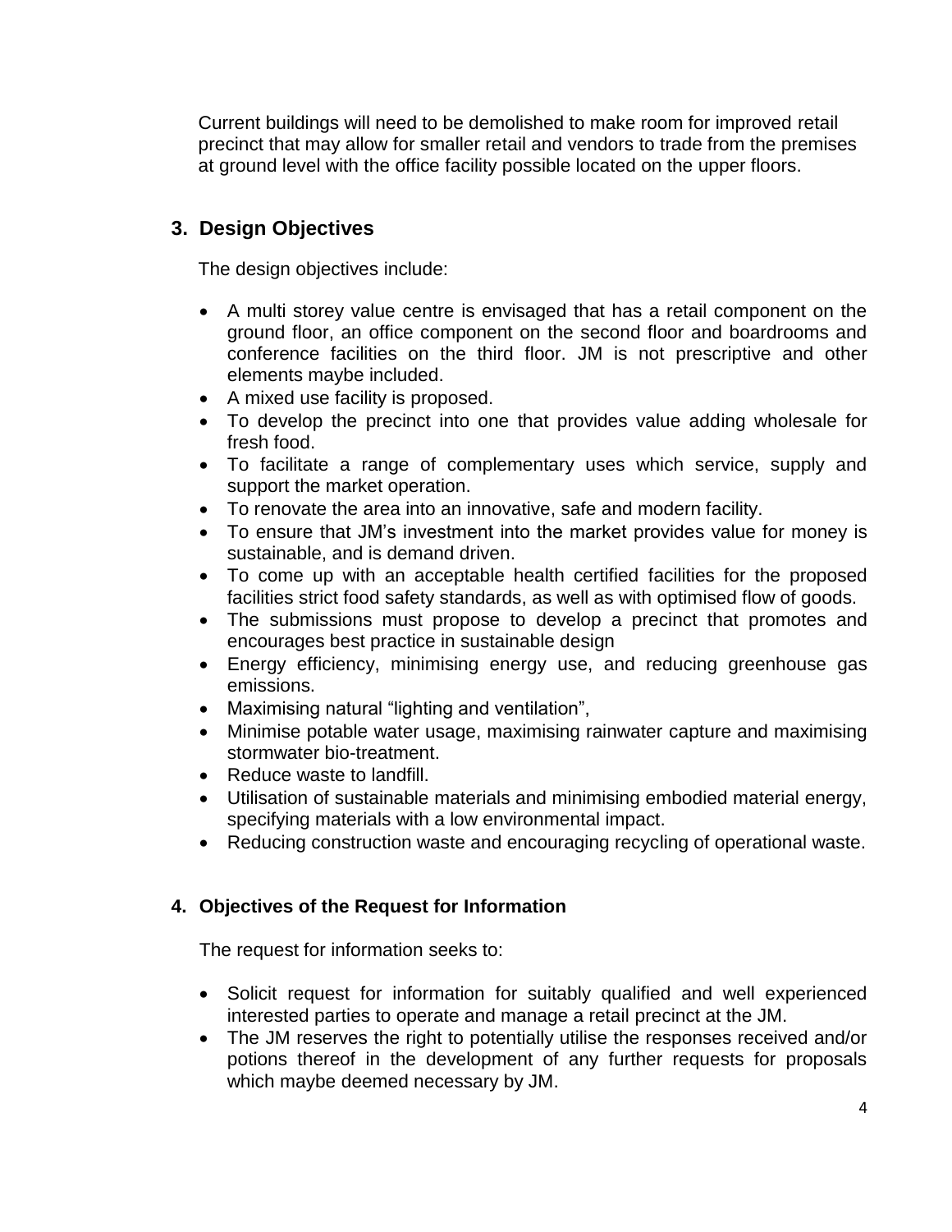Current buildings will need to be demolished to make room for improved retail precinct that may allow for smaller retail and vendors to trade from the premises at ground level with the office facility possible located on the upper floors.

## 3. Design Objectives

The design objectives include:

- A multi storey value centre is envisaged that has a retail component on the ground floor, an office component on the second floor and boardrooms and conference facilities on the third floor. JM is not prescriptive and other elements maybe included.
- A mixed use facility is proposed.
- To develop the precinct into one that provides value adding wholesale for fresh food.
- To facilitate a range of complementary uses which service, supply and support the market operation.
- To renovate the area into an innovative, safe and modern facility.
- To ensure that JM's investment into the market provides value for money is sustainable, and is demand driven.
- To come up with an acceptable health certified facilities for the proposed facilities strict food safety standards, as well as with optimised flow of goods.
- The submissions must propose to develop a precinct that promotes and encourages best practice in sustainable design
- Energy efficiency, minimising energy use, and reducing greenhouse gas emissions.
- Maximising natural "lighting and ventilation",
- Minimise potable water usage, maximising rainwater capture and maximising stormwater bio-treatment.
- Reduce waste to landfill.
- Utilisation of sustainable materials and minimising embodied material energy, specifying materials with a low environmental impact.
- Reducing construction waste and encouraging recycling of operational waste.

### 4. Objectives of the Request for Information

The request for information seeks to:

- Solicit request for information for suitably qualified and well experienced interested parties to operate and manage a retail precinct at the JM.
- The JM reserves the right to potentially utilise the responses received and/or potions thereof in the development of any further requests for proposals which maybe deemed necessary by JM.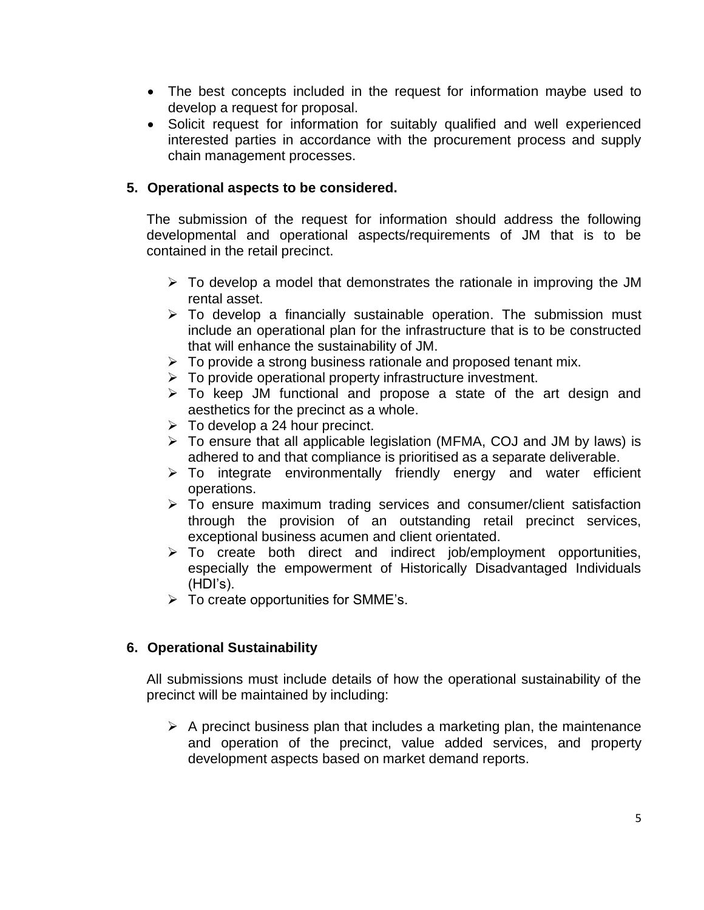- The best concepts included in the request for information maybe used to develop a request for proposal.
- Solicit request for information for suitably qualified and well experienced interested parties in accordance with the procurement process and supply chain management processes.

## 5. Operational aspects to be considered.

The submission of the request for information should address the following developmental and operational aspects/requirements of JM that is to be contained in the retail precinct.

- To develop a model that demonstrates the rationale in improving the JM rental asset.
- To develop a financially sustainable operation. The submission must include an operational plan for the infrastructure that is to be constructed that will enhance the sustainability of JM.
- To provide a strong business rationale and proposed tenant mix.
- To provide operational property infrastructure investment.
- To keep JM functional and propose a state of the art design and aesthetics for the precinct as a whole.
- To develop a 24 hour precinct.
- To ensure that all applicable legislation (MFMA, COJ and JM by laws) is adhered to and that compliance is prioritised as a separate deliverable.
- To integrate environmentally friendly energy and water efficient operations.
- To ensure maximum trading services and consumer/client satisfaction through the provision of an outstanding retail precinct services, exceptional business acumen and client orientated.
- To create both direct and indirect job/employment opportunities, especially the empowerment of Historically Disadvantaged Individuals (HDI's).
- To create opportunities for SMME's.

## 6. Operational Sustainability

All submissions must include details of how the operational sustainability of the precinct will be maintained by including:

- A precinct business plan that includes a marketing plan, the maintenance and operation of the precinct, value added services, and property development aspects based on market demand reports.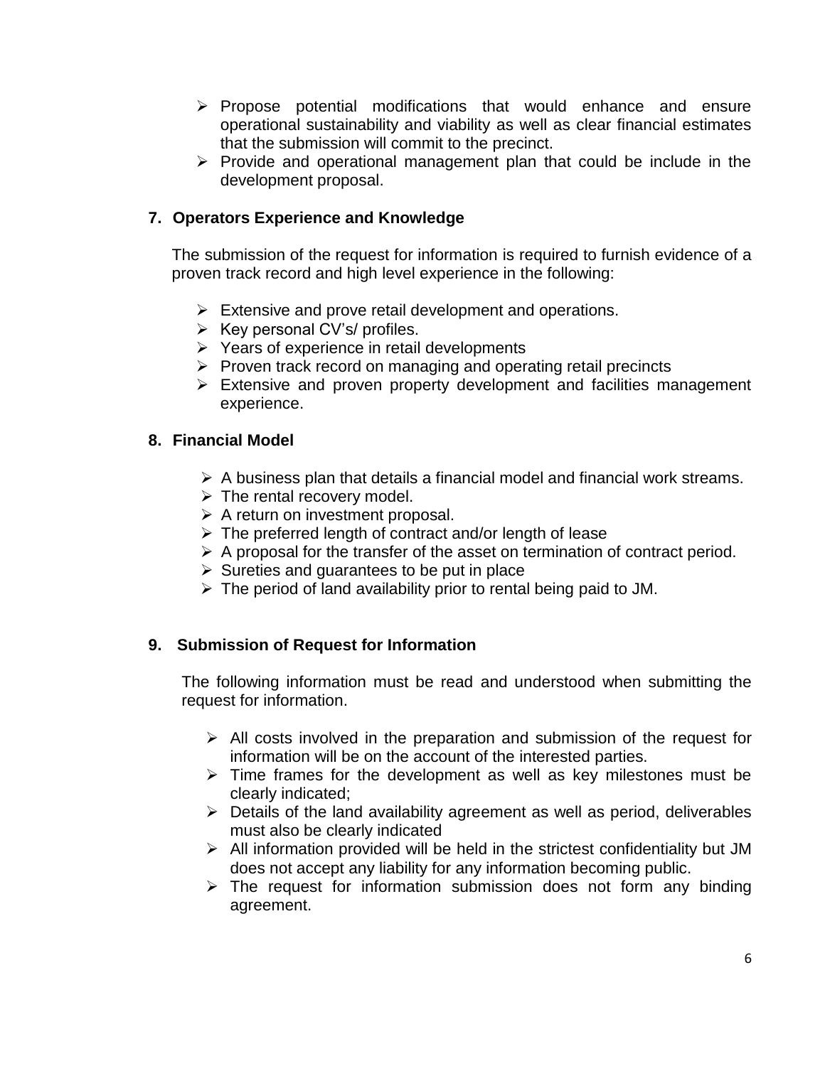- Propose potential modifications that would enhance and ensure operational sustainability and viability as well as clear financial estimates that the submission will commit to the precinct.
- Provide and operational management plan that could be include in the development proposal.

## 7. Operators Experience and Knowledge

The submission of the request for information is required to furnish evidence of a proven track record and high level experience in the following:

- Extensive and prove retail development and operations.
- Key personal CV's/ profiles.
- Years of experience in retail developments
- Proven track record on managing and operating retail precincts
- Extensive and proven property development and facilities management experience.

## 8. Financial Model

- A business plan that details a financial model and financial work streams.
- The rental recovery model.
- A return on investment proposal.
- The preferred length of contract and/or length of lease
- A proposal for the transfer of the asset on termination of contract period.
- Sureties and guarantees to be put in place
- The period of land availability prior to rental being paid to JM.

## 9. Submission of Request for Information

The following information must be read and understood when submitting the request for information.

- All costs involved in the preparation and submission of the request for information will be on the account of the interested parties.
- Time frames for the development as well as key milestones must be clearly indicated;
- Details of the land availability agreement as well as period, deliverables must also be clearly indicated
- All information provided will be held in the strictest confidentiality but JM does not accept any liability for any information becoming public.
- The request for information submission does not form any binding agreement.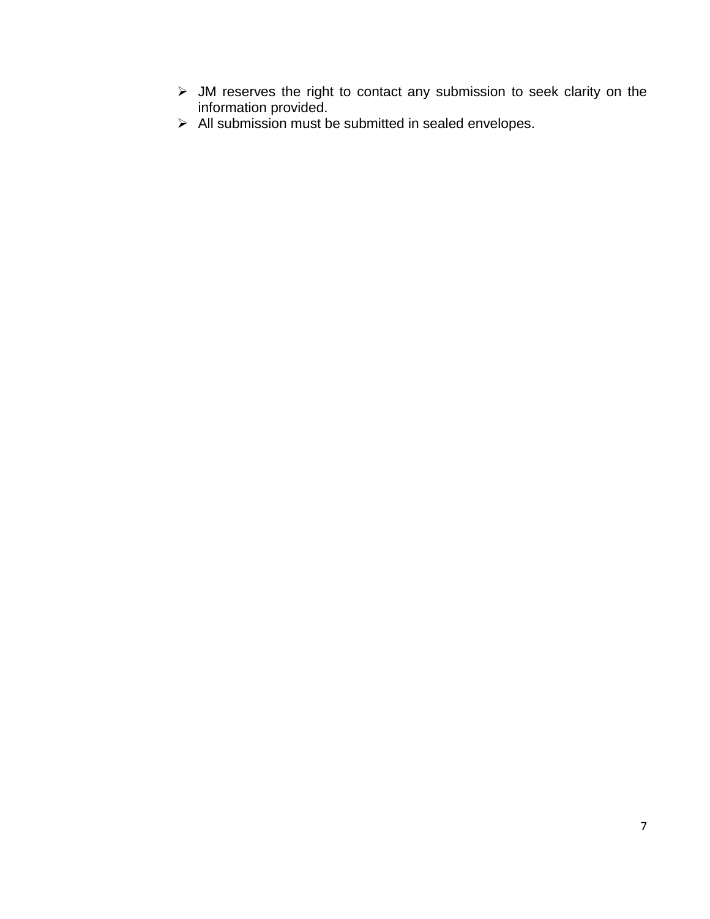- JM reserves the right to contact any submission to seek clarity on the information provided.
- All submission must be submitted in sealed envelopes.